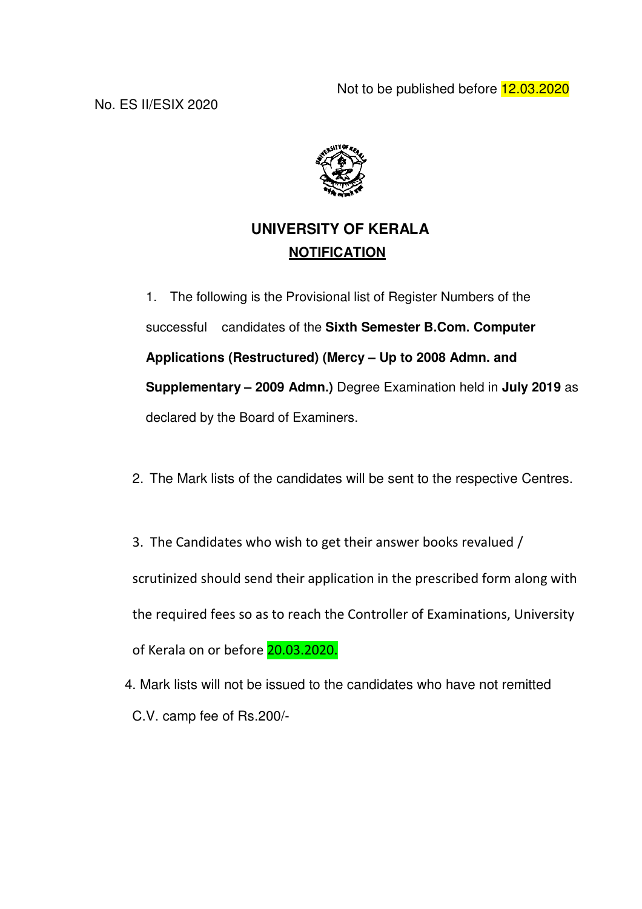Not to be published before 12.03.2020

No. ES II/ESIX 2020

# UNIVERSITY OF KERALA

## NOTIFICATION

1. The following is the Provisional list of Register Numbers of the successful candidates of the **Sixth Semester B.Com. Computer Applications (Restructured) (Mercy – Up to 2008 Admn. and Supplementary – 2009 Admn.)** Degree Examination held in **July 2019** as declared by the Board of Examiners.

2. The Mark lists of the candidates will be sent to the respective Centres.

3. The Candidates who wish to get their answer books revalued / scrutinized should send their application in the prescribed form along with the required fees so as to reach the Controller of Examinations, University of Kerala on or before 20.03.2020.

4. Mark lists will not be issued to the candidates who have not remitted C.V. camp fee of Rs.200/-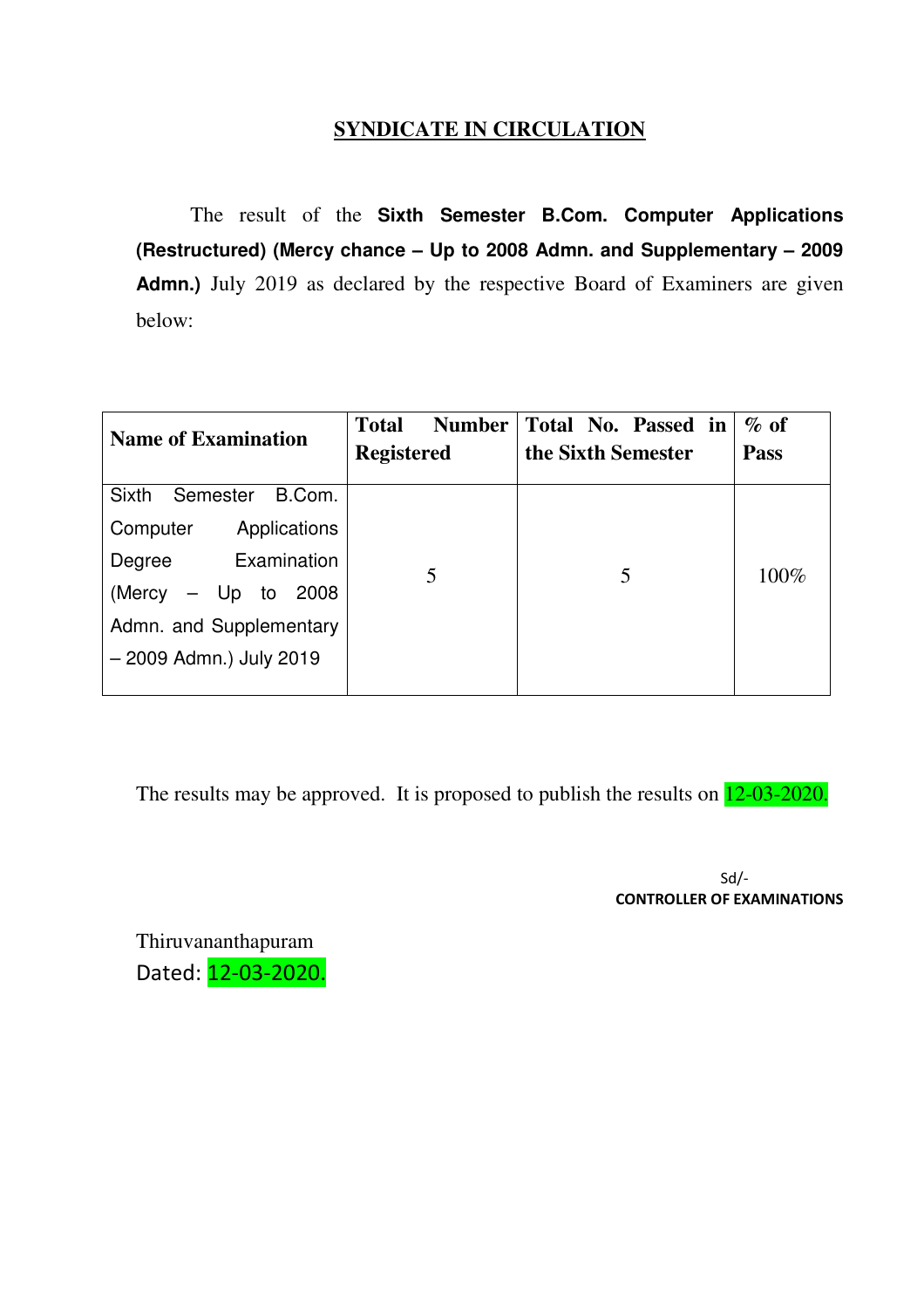# SYNDICATE IN CIRCULATION

The result of the **Sixth Semester B.Com. Computer Applications (Restructured) (Mercy chance – Up to 2008 Admn. and Supplementary – 2009 Admn.)** July 2019 as declared by the respective Board of Examiners are given below:

| Name of Examination | Total Number Registered | Total No. Passed in the Sixth Semester | % of Pass |
|---|---|---|---|
| Sixth Semester B.Com. Computer Applications Degree Examination (Mercy – Up to 2008 Admn. and Supplementary – 2009 Admn.) July 2019 | 5 | 5 | 100% |

The results may be approved. It is proposed to publish the results on 12-03-2020.

Sd/-
**CONTROLLER OF EXAMINATIONS**

Thiruvananthapuram
Dated: 12-03-2020.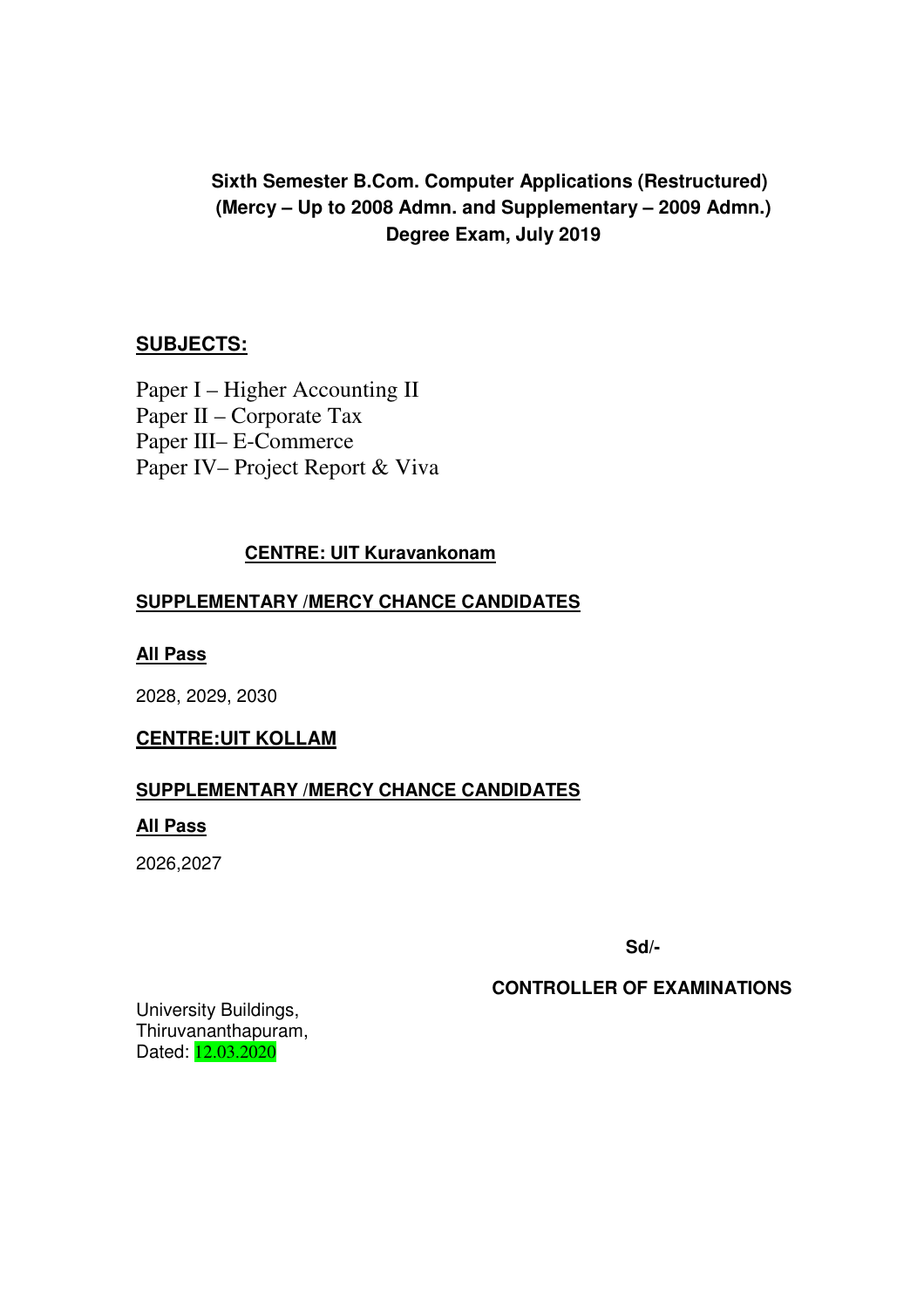**Sixth Semester B.Com. Computer Applications (Restructured)**
**(Mercy – Up to 2008 Admn. and Supplementary – 2009 Admn.)**
**Degree Exam, July 2019**

**SUBJECTS:**

Paper I – Higher Accounting II
Paper II – Corporate Tax
Paper III– E-Commerce
Paper IV– Project Report & Viva

**CENTRE: UIT Kuravankonam**

**SUPPLEMENTARY /MERCY CHANCE CANDIDATES**

**All Pass**

2028, 2029, 2030

**CENTRE:UIT KOLLAM**

**SUPPLEMENTARY /MERCY CHANCE CANDIDATES**

**All Pass**

2026,2027

**Sd/-**

**CONTROLLER OF EXAMINATIONS**

University Buildings,
Thiruvananthapuram,
Dated: 12.03.2020